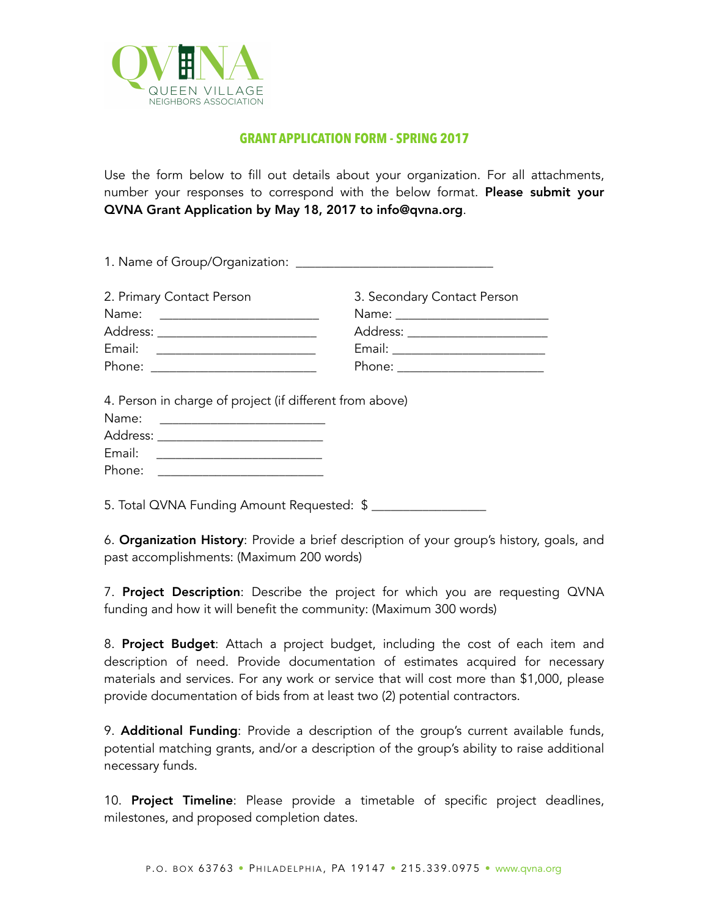QVNA
QUEEN VILLAGE
NEIGHBORS ASSOCIATION

## GRANT APPLICATION FORM - SPRING 2017

Use the form below to fill out details about your organization. For all attachments, number your responses to correspond with the below format. **Please submit your QVNA Grant Application by May 18, 2017 to info@qvna.org**.

1. Name of Group/Organization: ______________________________

2. Primary Contact Person
Name: ________________________
Address: ________________________
Email: ________________________
Phone: ________________________

3. Secondary Contact Person
Name: ________________________
Address: ________________________
Email: ________________________
Phone: ________________________

4. Person in charge of project (if different from above)
Name: ________________________
Address: ________________________
Email: ________________________
Phone: ________________________

5. Total QVNA Funding Amount Requested: $ _________________

6. **Organization History**: Provide a brief description of your group's history, goals, and past accomplishments: (Maximum 200 words)

7. **Project Description**: Describe the project for which you are requesting QVNA funding and how it will benefit the community: (Maximum 300 words)

8. **Project Budget**: Attach a project budget, including the cost of each item and description of need. Provide documentation of estimates acquired for necessary materials and services. For any work or service that will cost more than $1,000, please provide documentation of bids from at least two (2) potential contractors.

9. **Additional Funding**: Provide a description of the group's current available funds, potential matching grants, and/or a description of the group's ability to raise additional necessary funds.

10. **Project Timeline**: Please provide a timetable of specific project deadlines, milestones, and proposed completion dates.

P.O. BOX 63763 • PHILADELPHIA, PA 19147 • 215.339.0975 • www.qvna.org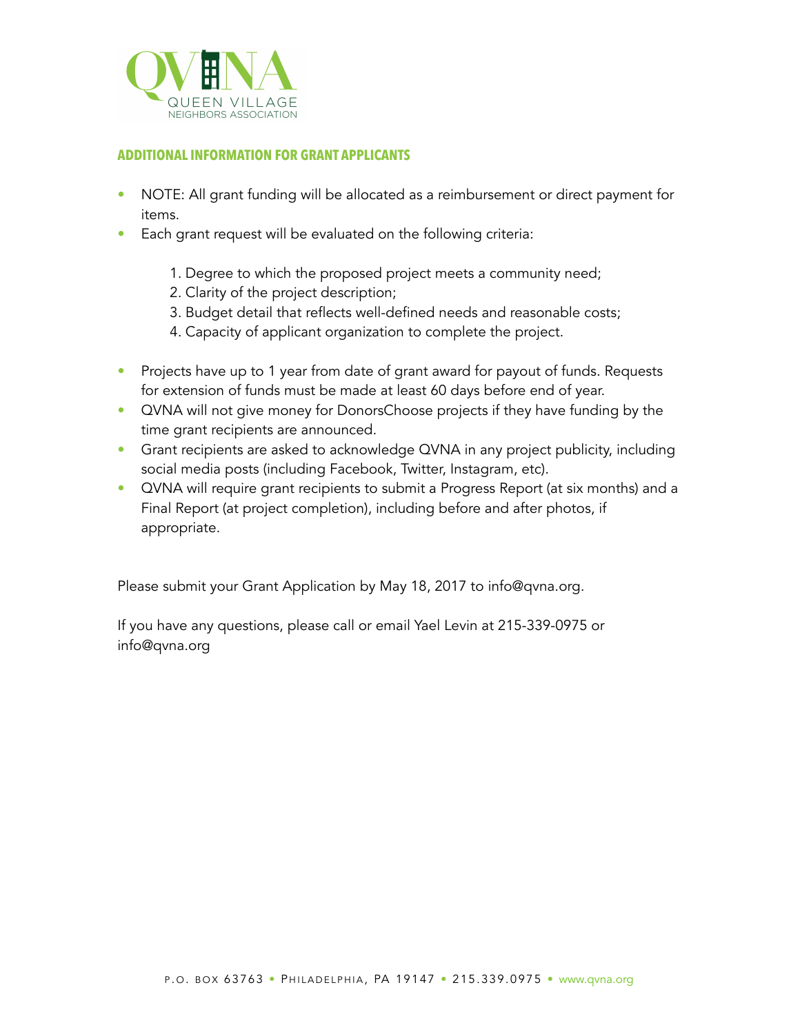QVNA
QUEEN VILLAGE
NEIGHBORS ASSOCIATION

## ADDITIONAL INFORMATION FOR GRANT APPLICANTS

- NOTE: All grant funding will be allocated as a reimbursement or direct payment for items.
- Each grant request will be evaluated on the following criteria:

    1. Degree to which the proposed project meets a community need;
    2. Clarity of the project description;
    3. Budget detail that reflects well-defined needs and reasonable costs;
    4. Capacity of applicant organization to complete the project.

- Projects have up to 1 year from date of grant award for payout of funds. Requests for extension of funds must be made at least 60 days before end of year.
- QVNA will not give money for DonorsChoose projects if they have funding by the time grant recipients are announced.
- Grant recipients are asked to acknowledge QVNA in any project publicity, including social media posts (including Facebook, Twitter, Instagram, etc).
- QVNA will require grant recipients to submit a Progress Report (at six months) and a Final Report (at project completion), including before and after photos, if appropriate.

Please submit your Grant Application by May 18, 2017 to info@qvna.org.

If you have any questions, please call or email Yael Levin at 215-339-0975 or info@qvna.org

P.O. BOX 63763 • PHILADELPHIA, PA 19147 • 215.339.0975 • www.qvna.org